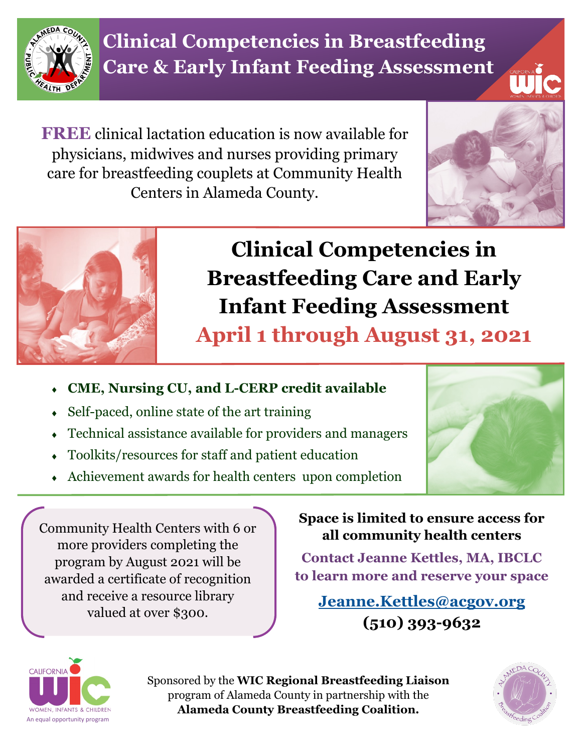# Clinical Competencies in Breastfeeding Care & Early Infant Feeding Assessment

**FREE** clinical lactation education is now available for physicians, midwives and nurses providing primary care for breastfeeding couplets at Community Health Centers in Alameda County.

## Clinical Competencies in Breastfeeding Care and Early Infant Feeding Assessment

## April 1 through August 31, 2021

- **CME, Nursing CU, and L-CERP credit available**
- Self-paced, online state of the art training
- Technical assistance available for providers and managers
- Toolkits/resources for staff and patient education
- Achievement awards for health centers upon completion

Community Health Centers with 6 or more providers completing the program by August 2021 will be awarded a certificate of recognition and receive a resource library valued at over $300.

**Space is limited to ensure access for all community health centers**

**Contact Jeanne Kettles, MA, IBCLC to learn more and reserve your space**

**Jeanne.Kettles@acgov.org**

**(510) 393-9632**

Sponsored by the **WIC Regional Breastfeeding Liaison** program of Alameda County in partnership with the **Alameda County Breastfeeding Coalition.**

California WIC — Women, Infants & Children — An equal opportunity program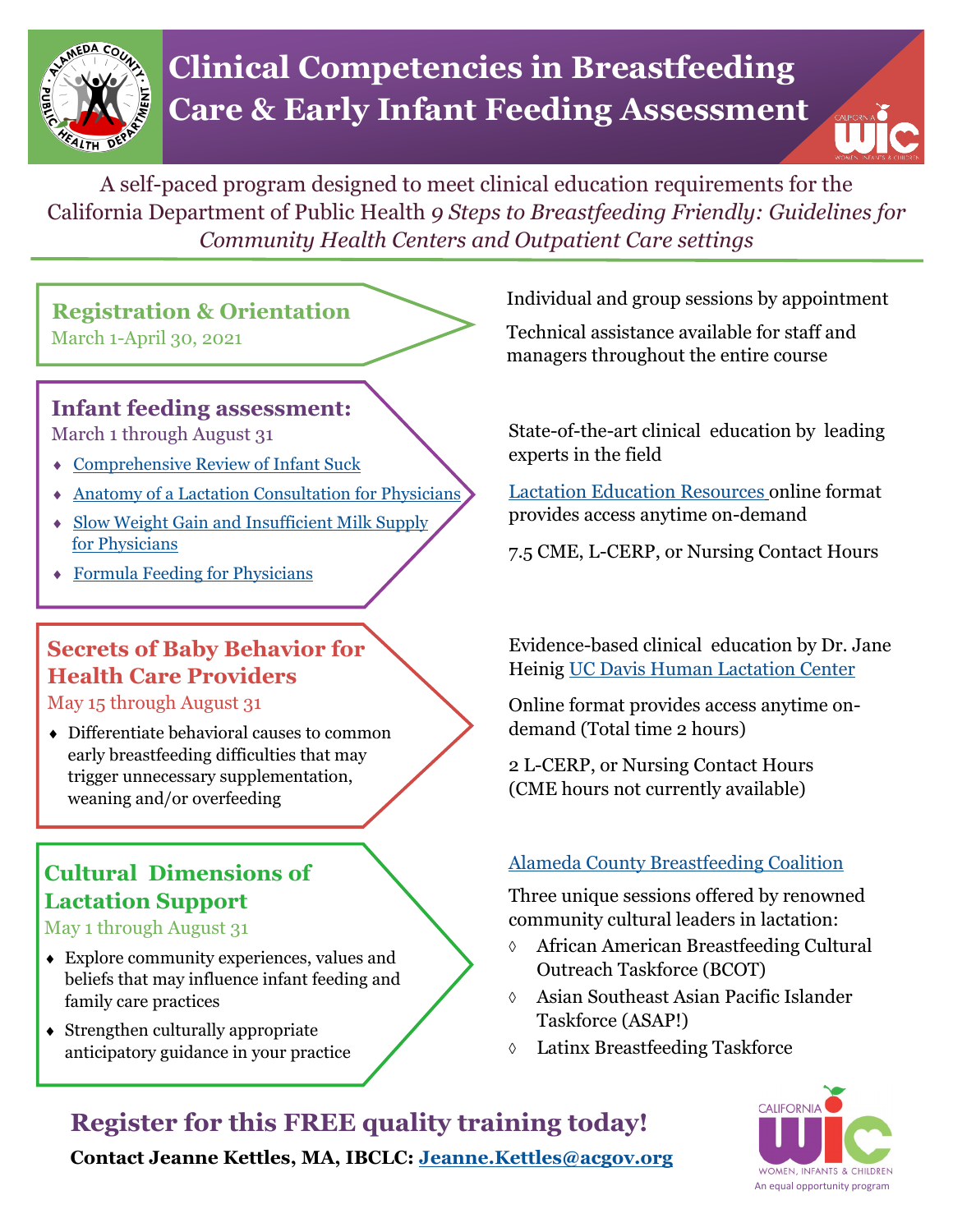# Clinical Competencies in Breastfeeding Care & Early Infant Feeding Assessment

A self-paced program designed to meet clinical education requirements for the California Department of Public Health *9 Steps to Breastfeeding Friendly: Guidelines for Community Health Centers and Outpatient Care settings*

## Registration & Orientation

March 1-April 30, 2021

Individual and group sessions by appointment

Technical assistance available for staff and managers throughout the entire course

## Infant feeding assessment:

March 1 through August 31

- Comprehensive Review of Infant Suck
- Anatomy of a Lactation Consultation for Physicians
- Slow Weight Gain and Insufficient Milk Supply for Physicians
- Formula Feeding for Physicians

State-of-the-art clinical education by leading experts in the field

Lactation Education Resources online format provides access anytime on-demand

7.5 CME, L-CERP, or Nursing Contact Hours

## Secrets of Baby Behavior for Health Care Providers

May 15 through August 31

- Differentiate behavioral causes to common early breastfeeding difficulties that may trigger unnecessary supplementation, weaning and/or overfeeding

Evidence-based clinical education by Dr. Jane Heinig UC Davis Human Lactation Center

Online format provides access anytime on-demand (Total time 2 hours)

2 L-CERP, or Nursing Contact Hours (CME hours not currently available)

## Cultural Dimensions of Lactation Support

May 1 through August 31

- Explore community experiences, values and beliefs that may influence infant feeding and family care practices
- Strengthen culturally appropriate anticipatory guidance in your practice

Alameda County Breastfeeding Coalition

Three unique sessions offered by renowned community cultural leaders in lactation:

- African American Breastfeeding Cultural Outreach Taskforce (BCOT)
- Asian Southeast Asian Pacific Islander Taskforce (ASAP!)
- Latinx Breastfeeding Taskforce

## Register for this FREE quality training today!

**Contact Jeanne Kettles, MA, IBCLC: Jeanne.Kettles@acgov.org**

California WIC Women, Infants & Children
An equal opportunity program